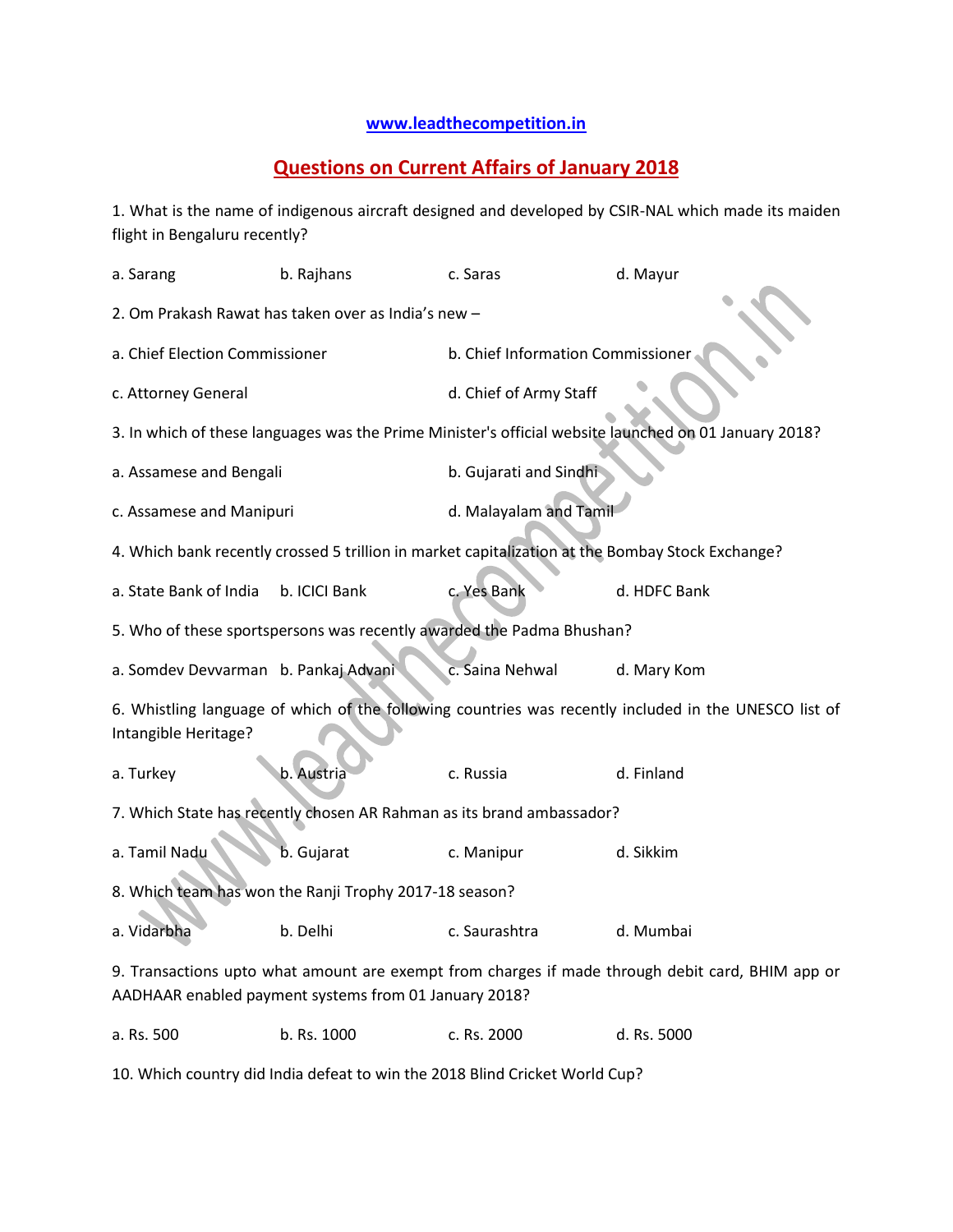www.leadthecompetition.in

## Questions on Current Affairs of January 2018

1. What is the name of indigenous aircraft designed and developed by CSIR-NAL which made its maiden flight in Bengaluru recently?

a. Sarang b. Rajhans c. Saras d. Mayur

2. Om Prakash Rawat has taken over as India's new –

a. Chief Election Commissioner b. Chief Information Commissioner

c. Attorney General d. Chief of Army Staff

3. In which of these languages was the Prime Minister's official website launched on 01 January 2018?

a. Assamese and Bengali b. Gujarati and Sindhi

c. Assamese and Manipuri d. Malayalam and Tamil

4. Which bank recently crossed 5 trillion in market capitalization at the Bombay Stock Exchange?

a. State Bank of India b. ICICI Bank c. Yes Bank d. HDFC Bank

5. Who of these sportspersons was recently awarded the Padma Bhushan?

a. Somdev Devvarman b. Pankaj Advani c. Saina Nehwal d. Mary Kom

6. Whistling language of which of the following countries was recently included in the UNESCO list of Intangible Heritage?

a. Turkey b. Austria c. Russia d. Finland

7. Which State has recently chosen AR Rahman as its brand ambassador?

a. Tamil Nadu b. Gujarat c. Manipur d. Sikkim

8. Which team has won the Ranji Trophy 2017-18 season?

a. Vidarbha b. Delhi c. Saurashtra d. Mumbai

9. Transactions upto what amount are exempt from charges if made through debit card, BHIM app or AADHAAR enabled payment systems from 01 January 2018?

a. Rs. 500 b. Rs. 1000 c. Rs. 2000 d. Rs. 5000

10. Which country did India defeat to win the 2018 Blind Cricket World Cup?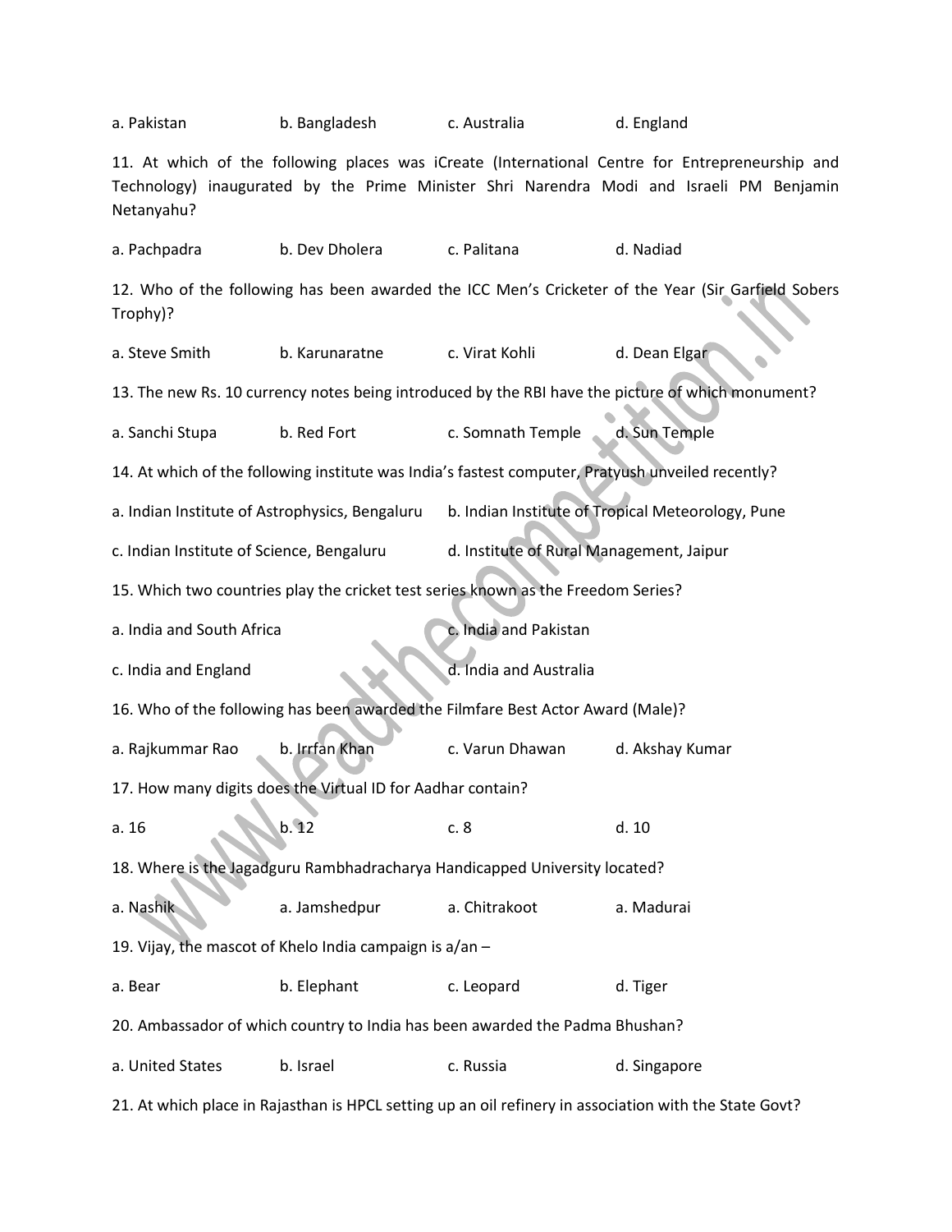a. Pakistan b. Bangladesh c. Australia d. England

11. At which of the following places was iCreate (International Centre for Entrepreneurship and Technology) inaugurated by the Prime Minister Shri Narendra Modi and Israeli PM Benjamin Netanyahu?

a. Pachpadra b. Dev Dholera c. Palitana d. Nadiad

12. Who of the following has been awarded the ICC Men's Cricketer of the Year (Sir Garfield Sobers Trophy)?

a. Steve Smith b. Karunaratne c. Virat Kohli d. Dean Elgar

13. The new Rs. 10 currency notes being introduced by the RBI have the picture of which monument?

a. Sanchi Stupa b. Red Fort c. Somnath Temple d. Sun Temple

14. At which of the following institute was India's fastest computer, Pratyush unveiled recently?

a. Indian Institute of Astrophysics, Bengaluru b. Indian Institute of Tropical Meteorology, Pune

c. Indian Institute of Science, Bengaluru d. Institute of Rural Management, Jaipur

15. Which two countries play the cricket test series known as the Freedom Series?

a. India and South Africa c. India and Pakistan

c. India and England d. India and Australia

16. Who of the following has been awarded the Filmfare Best Actor Award (Male)?

a. Rajkummar Rao b. Irrfan Khan c. Varun Dhawan d. Akshay Kumar

17. How many digits does the Virtual ID for Aadhar contain?

a. 16 b. 12 c. 8 d. 10

18. Where is the Jagadguru Rambhadracharya Handicapped University located?

a. Nashik a. Jamshedpur a. Chitrakoot a. Madurai

19. Vijay, the mascot of Khelo India campaign is a/an –

a. Bear b. Elephant c. Leopard d. Tiger

20. Ambassador of which country to India has been awarded the Padma Bhushan?

a. United States b. Israel c. Russia d. Singapore

21. At which place in Rajasthan is HPCL setting up an oil refinery in association with the State Govt?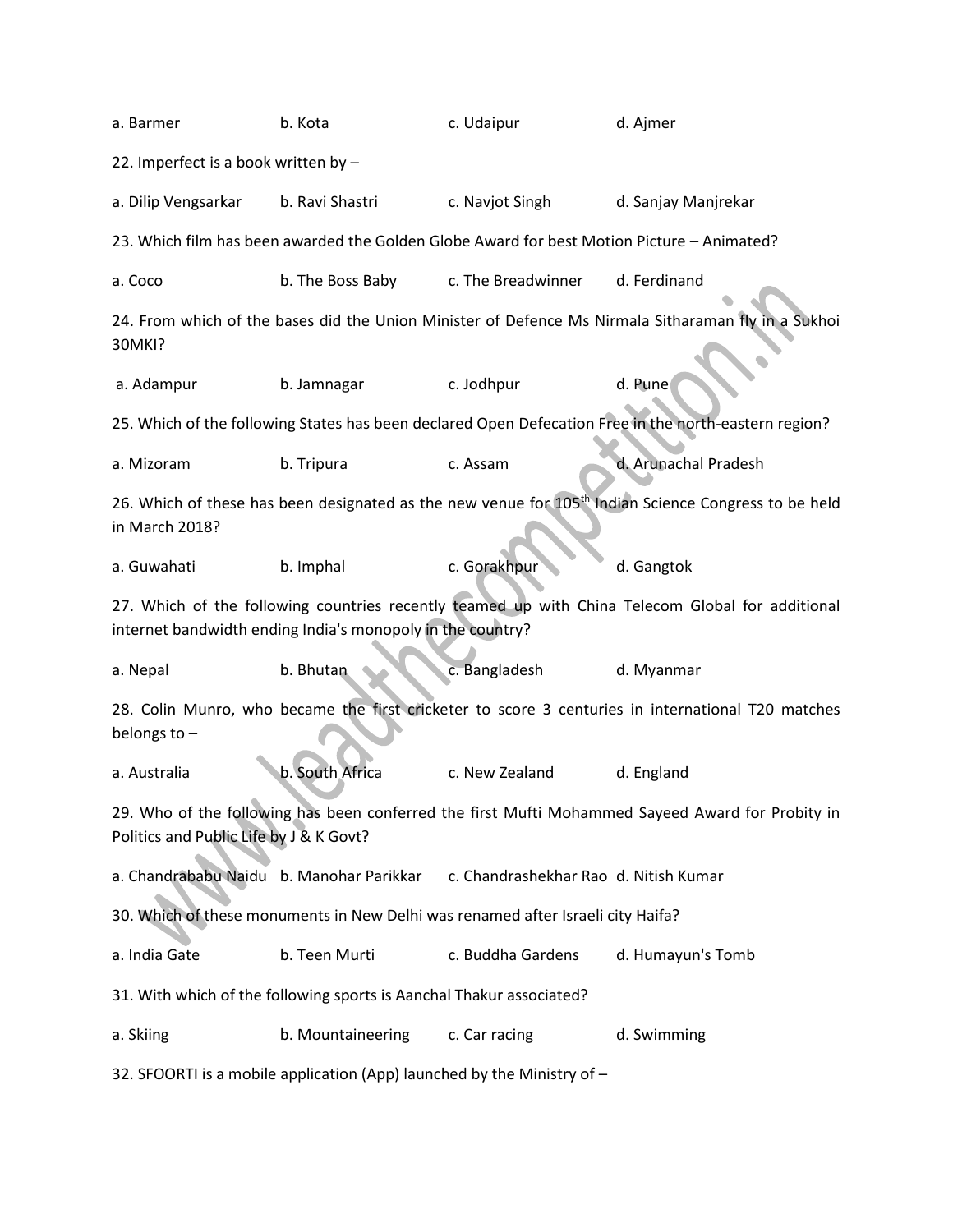a. Barmer b. Kota c. Udaipur d. Ajmer

22. Imperfect is a book written by –

a. Dilip Vengsarkar b. Ravi Shastri c. Navjot Singh d. Sanjay Manjrekar

23. Which film has been awarded the Golden Globe Award for best Motion Picture – Animated?

a. Coco b. The Boss Baby c. The Breadwinner d. Ferdinand

24. From which of the bases did the Union Minister of Defence Ms Nirmala Sitharaman fly in a Sukhoi 30MKI?

a. Adampur b. Jamnagar c. Jodhpur d. Pune

25. Which of the following States has been declared Open Defecation Free in the north-eastern region?

a. Mizoram b. Tripura c. Assam d. Arunachal Pradesh

26. Which of these has been designated as the new venue for 105th Indian Science Congress to be held in March 2018?

a. Guwahati b. Imphal c. Gorakhpur d. Gangtok

27. Which of the following countries recently teamed up with China Telecom Global for additional internet bandwidth ending India's monopoly in the country?

a. Nepal b. Bhutan c. Bangladesh d. Myanmar

28. Colin Munro, who became the first cricketer to score 3 centuries in international T20 matches belongs to –

a. Australia b. South Africa c. New Zealand d. England

29. Who of the following has been conferred the first Mufti Mohammed Sayeed Award for Probity in Politics and Public Life by J & K Govt?

a. Chandrababu Naidu b. Manohar Parikkar c. Chandrashekhar Rao d. Nitish Kumar

30. Which of these monuments in New Delhi was renamed after Israeli city Haifa?

a. India Gate b. Teen Murti c. Buddha Gardens d. Humayun's Tomb

31. With which of the following sports is Aanchal Thakur associated?

a. Skiing b. Mountaineering c. Car racing d. Swimming

32. SFOORTI is a mobile application (App) launched by the Ministry of –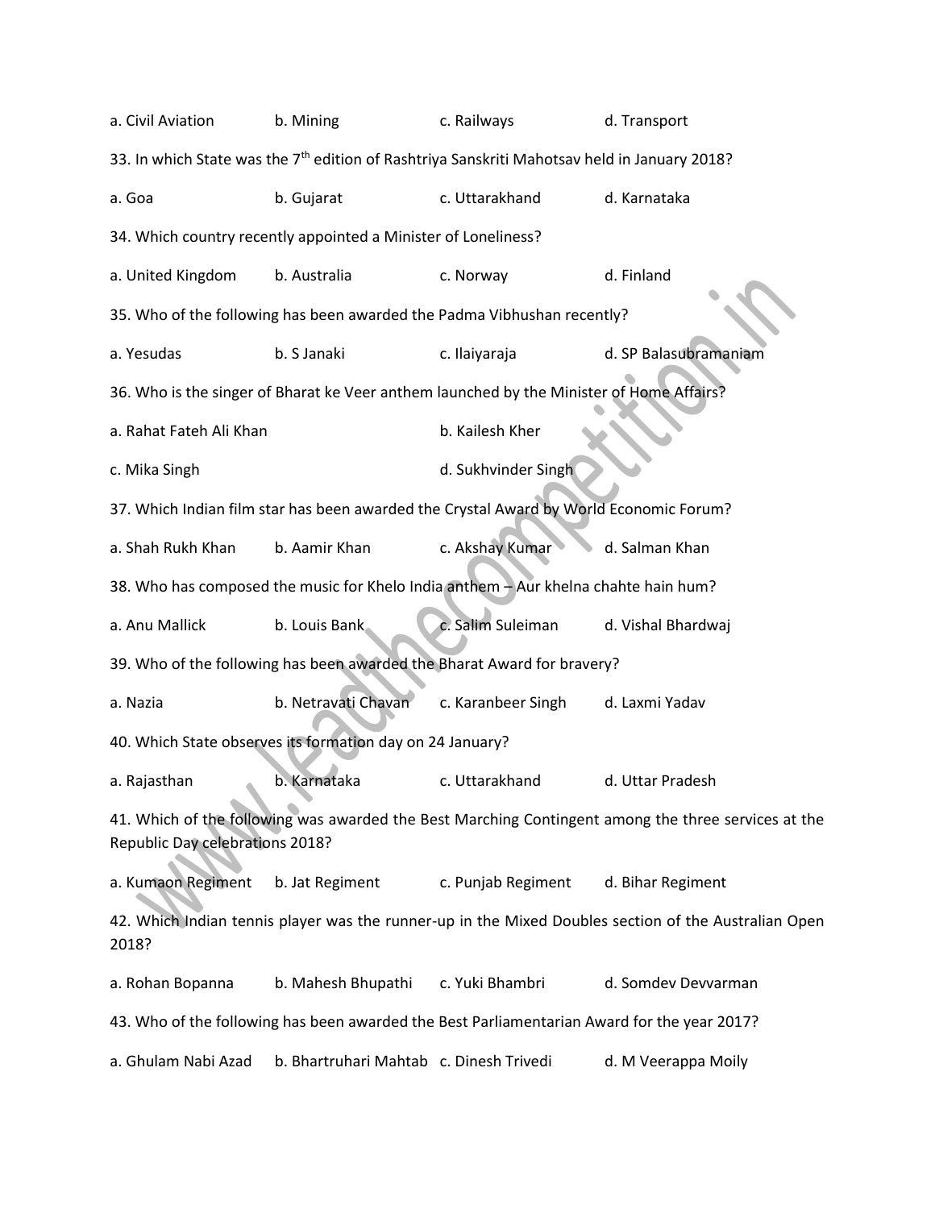a. Civil Aviation b. Mining c. Railways d. Transport

33. In which State was the 7th edition of Rashtriya Sanskriti Mahotsav held in January 2018?

a. Goa b. Gujarat c. Uttarakhand d. Karnataka

34. Which country recently appointed a Minister of Loneliness?

a. United Kingdom b. Australia c. Norway d. Finland

35. Who of the following has been awarded the Padma Vibhushan recently?

a. Yesudas b. S Janaki c. Ilaiyaraja d. SP Balasubramaniam

36. Who is the singer of Bharat ke Veer anthem launched by the Minister of Home Affairs?

a. Rahat Fateh Ali Khan b. Kailesh Kher

c. Mika Singh d. Sukhvinder Singh

37. Which Indian film star has been awarded the Crystal Award by World Economic Forum?

a. Shah Rukh Khan b. Aamir Khan c. Akshay Kumar d. Salman Khan

38. Who has composed the music for Khelo India anthem – Aur khelna chahte hain hum?

a. Anu Mallick b. Louis Bank c. Salim Suleiman d. Vishal Bhardwaj

39. Who of the following has been awarded the Bharat Award for bravery?

a. Nazia b. Netravati Chavan c. Karanbeer Singh d. Laxmi Yadav

40. Which State observes its formation day on 24 January?

a. Rajasthan b. Karnataka c. Uttarakhand d. Uttar Pradesh

41. Which of the following was awarded the Best Marching Contingent among the three services at the Republic Day celebrations 2018?

a. Kumaon Regiment b. Jat Regiment c. Punjab Regiment d. Bihar Regiment

42. Which Indian tennis player was the runner-up in the Mixed Doubles section of the Australian Open 2018?

a. Rohan Bopanna b. Mahesh Bhupathi c. Yuki Bhambri d. Somdev Devvarman

43. Who of the following has been awarded the Best Parliamentarian Award for the year 2017?

a. Ghulam Nabi Azad b. Bhartruhari Mahtab c. Dinesh Trivedi d. M Veerappa Moily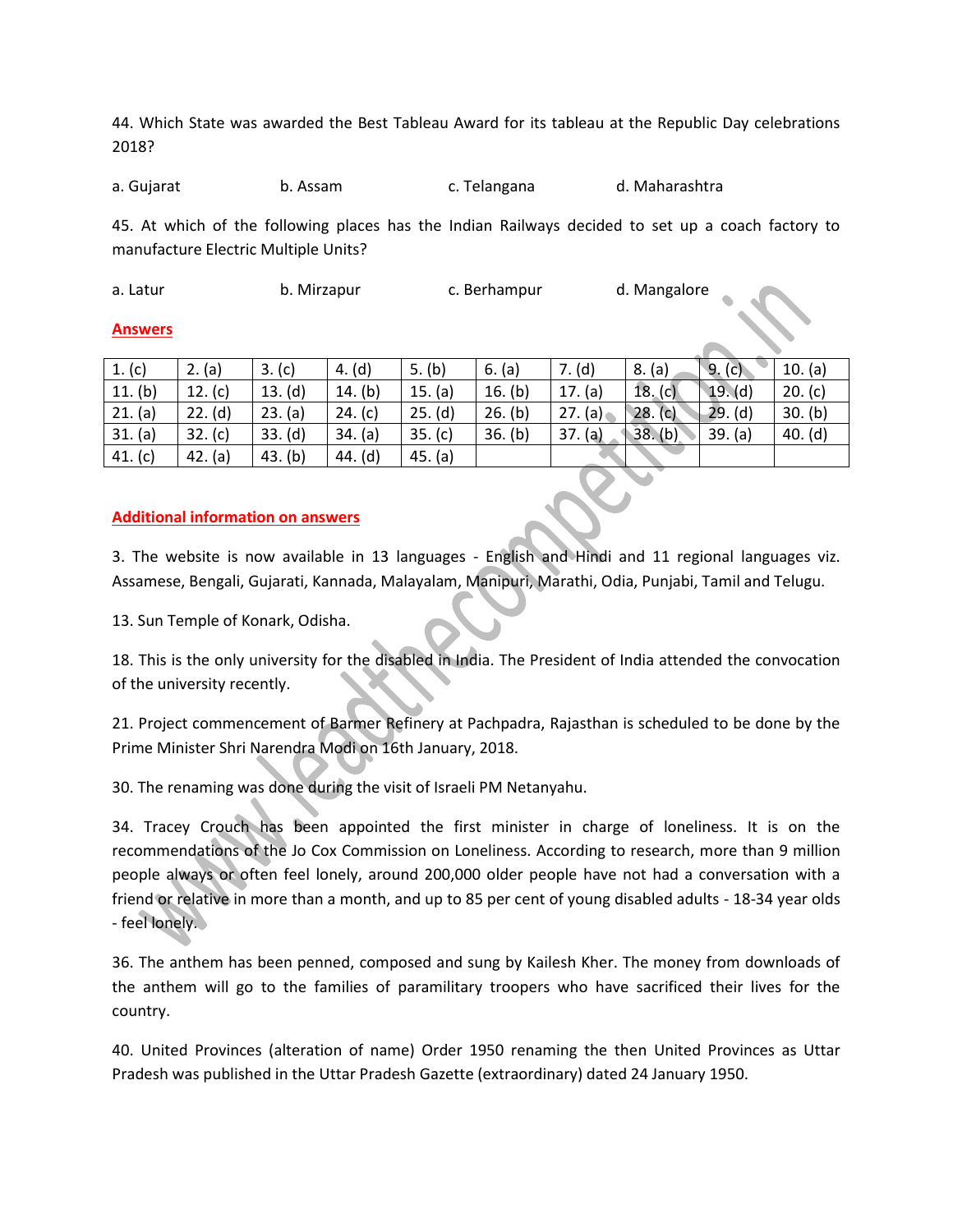44. Which State was awarded the Best Tableau Award for its tableau at the Republic Day celebrations 2018?

a. Gujarat b. Assam c. Telangana d. Maharashtra

45. At which of the following places has the Indian Railways decided to set up a coach factory to manufacture Electric Multiple Units?

a. Latur b. Mirzapur c. Berhampur d. Mangalore

**Answers**

| | | | | | | | | | |
|---|---|---|---|---|---|---|---|---|---|
| 1. (c) | 2. (a) | 3. (c) | 4. (d) | 5. (b) | 6. (a) | 7. (d) | 8. (a) | 9. (c) | 10. (a) |
| 11. (b) | 12. (c) | 13. (d) | 14. (b) | 15. (a) | 16. (b) | 17. (a) | 18. (c) | 19. (d) | 20. (c) |
| 21. (a) | 22. (d) | 23. (a) | 24. (c) | 25. (d) | 26. (b) | 27. (a) | 28. (c) | 29. (d) | 30. (b) |
| 31. (a) | 32. (c) | 33. (d) | 34. (a) | 35. (c) | 36. (b) | 37. (a) | 38. (b) | 39. (a) | 40. (d) |
| 41. (c) | 42. (a) | 43. (b) | 44. (d) | 45. (a) | | | | | |

**Additional information on answers**

3. The website is now available in 13 languages - English and Hindi and 11 regional languages viz. Assamese, Bengali, Gujarati, Kannada, Malayalam, Manipuri, Marathi, Odia, Punjabi, Tamil and Telugu.

13. Sun Temple of Konark, Odisha.

18. This is the only university for the disabled in India. The President of India attended the convocation of the university recently.

21. Project commencement of Barmer Refinery at Pachpadra, Rajasthan is scheduled to be done by the Prime Minister Shri Narendra Modi on 16th January, 2018.

30. The renaming was done during the visit of Israeli PM Netanyahu.

34. Tracey Crouch has been appointed the first minister in charge of loneliness. It is on the recommendations of the Jo Cox Commission on Loneliness. According to research, more than 9 million people always or often feel lonely, around 200,000 older people have not had a conversation with a friend or relative in more than a month, and up to 85 per cent of young disabled adults - 18-34 year olds - feel lonely.

36. The anthem has been penned, composed and sung by Kailesh Kher. The money from downloads of the anthem will go to the families of paramilitary troopers who have sacrificed their lives for the country.

40. United Provinces (alteration of name) Order 1950 renaming the then United Provinces as Uttar Pradesh was published in the Uttar Pradesh Gazette (extraordinary) dated 24 January 1950.